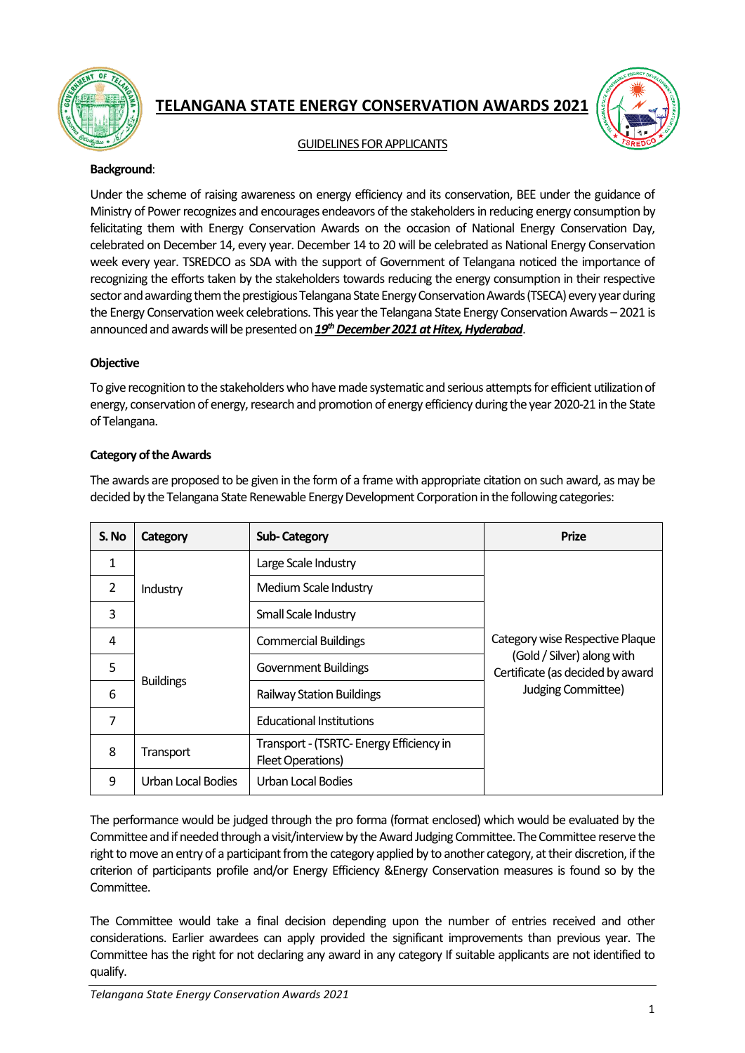# TELANGANA STATE ENERGY CONSERVATION AWARDS 2021

GUIDELINES FOR APPLICANTS

**Background**:

Under the scheme of raising awareness on energy efficiency and its conservation, BEE under the guidance of Ministry of Power recognizes and encourages endeavors of the stakeholders in reducing energy consumption by felicitating them with Energy Conservation Awards on the occasion of National Energy Conservation Day, celebrated on December 14, every year. December 14 to 20 will be celebrated as National Energy Conservation week every year. TSREDCO as SDA with the support of Government of Telangana noticed the importance of recognizing the efforts taken by the stakeholders towards reducing the energy consumption in their respective sector and awarding them the prestigious Telangana State Energy Conservation Awards (TSECA) every year during the Energy Conservation week celebrations. This year the Telangana State Energy Conservation Awards – 2021 is announced and awards will be presented on ***19th December 2021 at Hitex, Hyderabad***.

**Objective**

To give recognition to the stakeholders who have made systematic and serious attempts for efficient utilization of energy, conservation of energy, research and promotion of energy efficiency during the year 2020-21 in the State of Telangana.

**Category of the Awards**

The awards are proposed to be given in the form of a frame with appropriate citation on such award, as may be decided by the Telangana State Renewable Energy Development Corporation in the following categories:

| S. No | Category | Sub- Category | Prize |
|---|---|---|---|
| 1 | Industry | Large Scale Industry | Category wise Respective Plaque (Gold / Silver) along with Certificate (as decided by award Judging Committee) |
| 2 | | Medium Scale Industry | |
| 3 | | Small Scale Industry | |
| 4 | Buildings | Commercial Buildings | |
| 5 | | Government Buildings | |
| 6 | | Railway Station Buildings | |
| 7 | | Educational Institutions | |
| 8 | Transport | Transport - (TSRTC- Energy Efficiency in Fleet Operations) | |
| 9 | Urban Local Bodies | Urban Local Bodies | |

The performance would be judged through the pro forma (format enclosed) which would be evaluated by the Committee and if needed through a visit/interview by the Award Judging Committee. The Committee reserve the right to move an entry of a participant from the category applied by to another category, at their discretion, if the criterion of participants profile and/or Energy Efficiency &Energy Conservation measures is found so by the Committee.

The Committee would take a final decision depending upon the number of entries received and other considerations. Earlier awardees can apply provided the significant improvements than previous year. The Committee has the right for not declaring any award in any category If suitable applicants are not identified to qualify.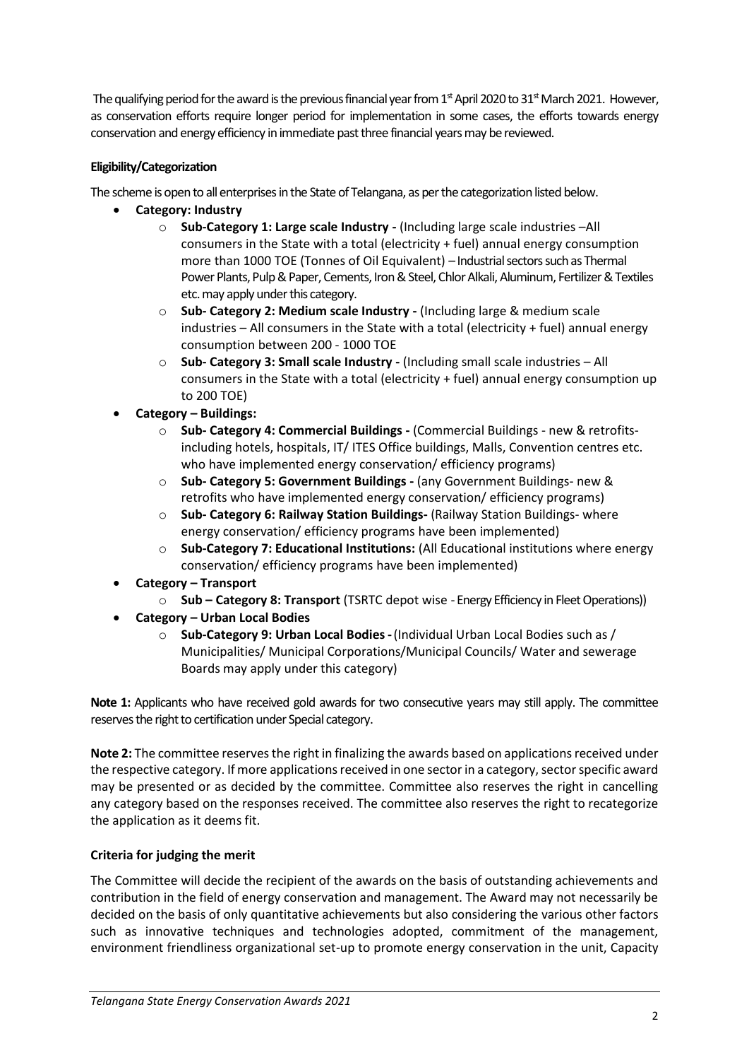The qualifying period for the award is the previous financial year from 1st April 2020 to 31st March 2021. However, as conservation efforts require longer period for implementation in some cases, the efforts towards energy conservation and energy efficiency in immediate past three financial years may be reviewed.

**Eligibility/Categorization**

The scheme is open to all enterprises in the State of Telangana, as per the categorization listed below.

- **Category: Industry**
  - **Sub-Category 1: Large scale Industry -** (Including large scale industries –All consumers in the State with a total (electricity + fuel) annual energy consumption more than 1000 TOE (Tonnes of Oil Equivalent) – Industrial sectors such as Thermal Power Plants, Pulp & Paper, Cements, Iron & Steel, Chlor Alkali, Aluminum, Fertilizer & Textiles etc. may apply under this category.
  - **Sub- Category 2: Medium scale Industry -** (Including large & medium scale industries – All consumers in the State with a total (electricity + fuel) annual energy consumption between 200 - 1000 TOE
  - **Sub- Category 3: Small scale Industry -** (Including small scale industries – All consumers in the State with a total (electricity + fuel) annual energy consumption up to 200 TOE)
- **Category – Buildings:**
  - **Sub- Category 4: Commercial Buildings -** (Commercial Buildings - new & retrofits- including hotels, hospitals, IT/ ITES Office buildings, Malls, Convention centres etc. who have implemented energy conservation/ efficiency programs)
  - **Sub- Category 5: Government Buildings -** (any Government Buildings- new & retrofits who have implemented energy conservation/ efficiency programs)
  - **Sub- Category 6: Railway Station Buildings-** (Railway Station Buildings- where energy conservation/ efficiency programs have been implemented)
  - **Sub-Category 7: Educational Institutions:** (All Educational institutions where energy conservation/ efficiency programs have been implemented)
- **Category – Transport**
  - **Sub – Category 8: Transport** (TSRTC depot wise - Energy Efficiency in Fleet Operations))
- **Category – Urban Local Bodies**
  - **Sub-Category 9: Urban Local Bodies -** (Individual Urban Local Bodies such as / Municipalities/ Municipal Corporations/Municipal Councils/ Water and sewerage Boards may apply under this category)

**Note 1:** Applicants who have received gold awards for two consecutive years may still apply. The committee reserves the right to certification under Special category.

**Note 2:** The committee reserves the right in finalizing the awards based on applications received under the respective category. If more applications received in one sector in a category, sector specific award may be presented or as decided by the committee. Committee also reserves the right in cancelling any category based on the responses received. The committee also reserves the right to recategorize the application as it deems fit.

**Criteria for judging the merit**

The Committee will decide the recipient of the awards on the basis of outstanding achievements and contribution in the field of energy conservation and management. The Award may not necessarily be decided on the basis of only quantitative achievements but also considering the various other factors such as innovative techniques and technologies adopted, commitment of the management, environment friendliness organizational set-up to promote energy conservation in the unit, Capacity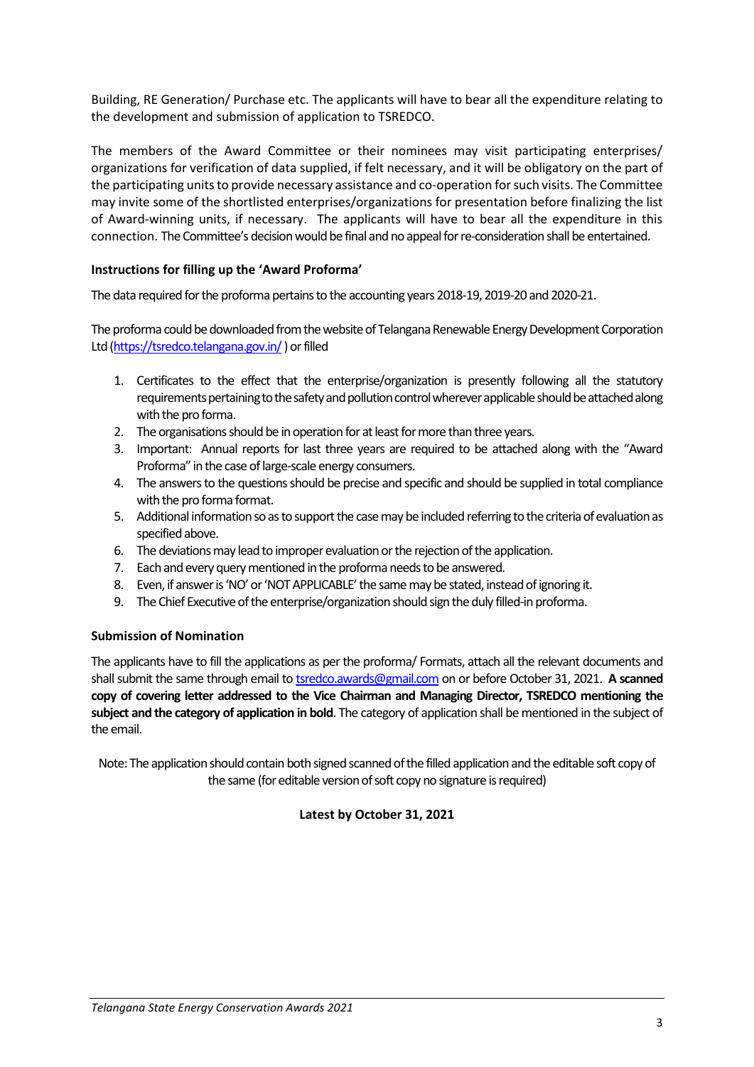Building, RE Generation/ Purchase etc. The applicants will have to bear all the expenditure relating to the development and submission of application to TSREDCO.

The members of the Award Committee or their nominees may visit participating enterprises/ organizations for verification of data supplied, if felt necessary, and it will be obligatory on the part of the participating units to provide necessary assistance and co-operation for such visits. The Committee may invite some of the shortlisted enterprises/organizations for presentation before finalizing the list of Award-winning units, if necessary. The applicants will have to bear all the expenditure in this connection. The Committee's decision would be final and no appeal for re-consideration shall be entertained.

**Instructions for filling up the 'Award Proforma'**

The data required for the proforma pertains to the accounting years 2018-19, 2019-20 and 2020-21.

The proforma could be downloaded from the website of Telangana Renewable Energy Development Corporation Ltd (https://tsredco.telangana.gov.in/ ) or filled

1. Certificates to the effect that the enterprise/organization is presently following all the statutory requirements pertaining to the safety and pollution control wherever applicable should be attached along with the pro forma.
2. The organisations should be in operation for at least for more than three years.
3. Important: Annual reports for last three years are required to be attached along with the "Award Proforma" in the case of large-scale energy consumers.
4. The answers to the questions should be precise and specific and should be supplied in total compliance with the pro forma format.
5. Additional information so as to support the case may be included referring to the criteria of evaluation as specified above.
6. The deviations may lead to improper evaluation or the rejection of the application.
7. Each and every query mentioned in the proforma needs to be answered.
8. Even, if answer is 'NO' or 'NOT APPLICABLE' the same may be stated, instead of ignoring it.
9. The Chief Executive of the enterprise/organization should sign the duly filled-in proforma.

**Submission of Nomination**

The applicants have to fill the applications as per the proforma/ Formats, attach all the relevant documents and shall submit the same through email to tsredco.awards@gmail.com on or before October 31, 2021. **A scanned copy of covering letter addressed to the Vice Chairman and Managing Director, TSREDCO mentioning the subject and the category of application in bold**. The category of application shall be mentioned in the subject of the email.

Note: The application should contain both signed scanned of the filled application and the editable soft copy of the same (for editable version of soft copy no signature is required)

**Latest by October 31, 2021**